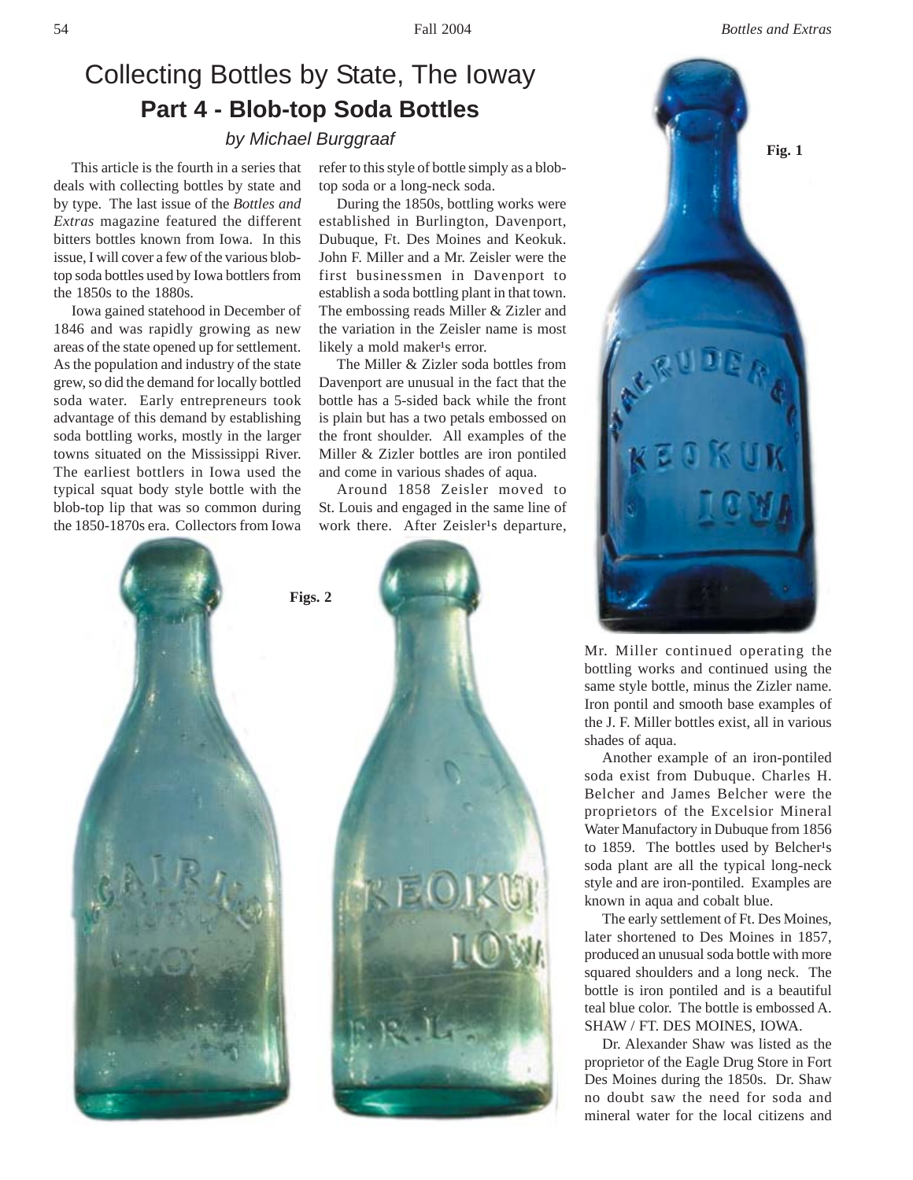# Collecting Bottles by State, The Ioway

## Part 4 - Blob-top Soda Bottles

*by Michael Burggraaf*

This article is the fourth in a series that deals with collecting bottles by state and by type. The last issue of the *Bottles and Extras* magazine featured the different bitters bottles known from Iowa. In this issue, I will cover a few of the various blob-top soda bottles used by Iowa bottlers from the 1850s to the 1880s.

Iowa gained statehood in December of 1846 and was rapidly growing as new areas of the state opened up for settlement. As the population and industry of the state grew, so did the demand for locally bottled soda water. Early entrepreneurs took advantage of this demand by establishing soda bottling works, mostly in the larger towns situated on the Mississippi River. The earliest bottlers in Iowa used the typical squat body style bottle with the blob-top lip that was so common during the 1850-1870s era. Collectors from Iowa refer to this style of bottle simply as a blob-top soda or a long-neck soda.

During the 1850s, bottling works were established in Burlington, Davenport, Dubuque, Ft. Des Moines and Keokuk. John F. Miller and a Mr. Zeisler were the first businessmen in Davenport to establish a soda bottling plant in that town. The embossing reads Miller & Zizler and the variation in the Zeisler name is most likely a mold maker¹s error.

The Miller & Zizler soda bottles from Davenport are unusual in the fact that the bottle has a 5-sided back while the front is plain but has a two petals embossed on the front shoulder. All examples of the Miller & Zizler bottles are iron pontiled and come in various shades of aqua.

Around 1858 Zeisler moved to St. Louis and engaged in the same line of work there. After Zeisler¹s departure, Mr. Miller continued operating the bottling works and continued using the same style bottle, minus the Zizler name. Iron pontil and smooth base examples of the J. F. Miller bottles exist, all in various shades of aqua.

Fig. 1

Figs. 2

Another example of an iron-pontiled soda exist from Dubuque. Charles H. Belcher and James Belcher were the proprietors of the Excelsior Mineral Water Manufactory in Dubuque from 1856 to 1859. The bottles used by Belcher¹s soda plant are all the typical long-neck style and are iron-pontiled. Examples are known in aqua and cobalt blue.

The early settlement of Ft. Des Moines, later shortened to Des Moines in 1857, produced an unusual soda bottle with more squared shoulders and a long neck. The bottle is iron pontiled and is a beautiful teal blue color. The bottle is embossed A. SHAW / FT. DES MOINES, IOWA.

Dr. Alexander Shaw was listed as the proprietor of the Eagle Drug Store in Fort Des Moines during the 1850s. Dr. Shaw no doubt saw the need for soda and mineral water for the local citizens and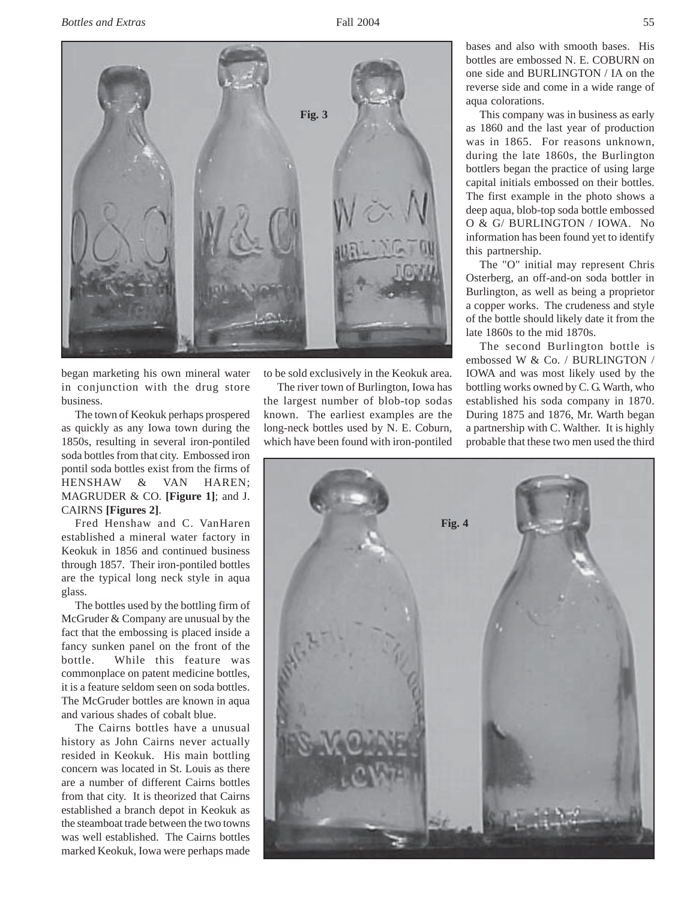Fig. 3

began marketing his own mineral water in conjunction with the drug store business.

The town of Keokuk perhaps prospered as quickly as any Iowa town during the 1850s, resulting in several iron-pontiled soda bottles from that city. Embossed iron pontil soda bottles exist from the firms of HENSHAW & VAN HAREN; MAGRUDER & CO. **[Figure 1]**; and J. CAIRNS **[Figures 2]**.

Fred Henshaw and C. VanHaren established a mineral water factory in Keokuk in 1856 and continued business through 1857. Their iron-pontiled bottles are the typical long neck style in aqua glass.

The bottles used by the bottling firm of McGruder & Company are unusual by the fact that the embossing is placed inside a fancy sunken panel on the front of the bottle. While this feature was commonplace on patent medicine bottles, it is a feature seldom seen on soda bottles. The McGruder bottles are known in aqua and various shades of cobalt blue.

The Cairns bottles have a unusual history as John Cairns never actually resided in Keokuk. His main bottling concern was located in St. Louis as there are a number of different Cairns bottles from that city. It is theorized that Cairns established a branch depot in Keokuk as the steamboat trade between the two towns was well established. The Cairns bottles marked Keokuk, Iowa were perhaps made to be sold exclusively in the Keokuk area.

The river town of Burlington, Iowa has the largest number of blob-top sodas known. The earliest examples are the long-neck bottles used by N. E. Coburn, which have been found with iron-pontiled bases and also with smooth bases. His bottles are embossed N. E. COBURN on one side and BURLINGTON / IA on the reverse side and come in a wide range of aqua colorations.

This company was in business as early as 1860 and the last year of production was in 1865. For reasons unknown, during the late 1860s, the Burlington bottlers began the practice of using large capital initials embossed on their bottles. The first example in the photo shows a deep aqua, blob-top soda bottle embossed O & G/ BURLINGTON / IOWA. No information has been found yet to identify this partnership.

The "O" initial may represent Chris Osterberg, an off-and-on soda bottler in Burlington, as well as being a proprietor a copper works. The crudeness and style of the bottle should likely date it from the late 1860s to the mid 1870s.

The second Burlington bottle is embossed W & Co. / BURLINGTON / IOWA and was most likely used by the bottling works owned by C. G. Warth, who established his soda company in 1870. During 1875 and 1876, Mr. Warth began a partnership with C. Walther. It is highly probable that these two men used the third

Fig. 4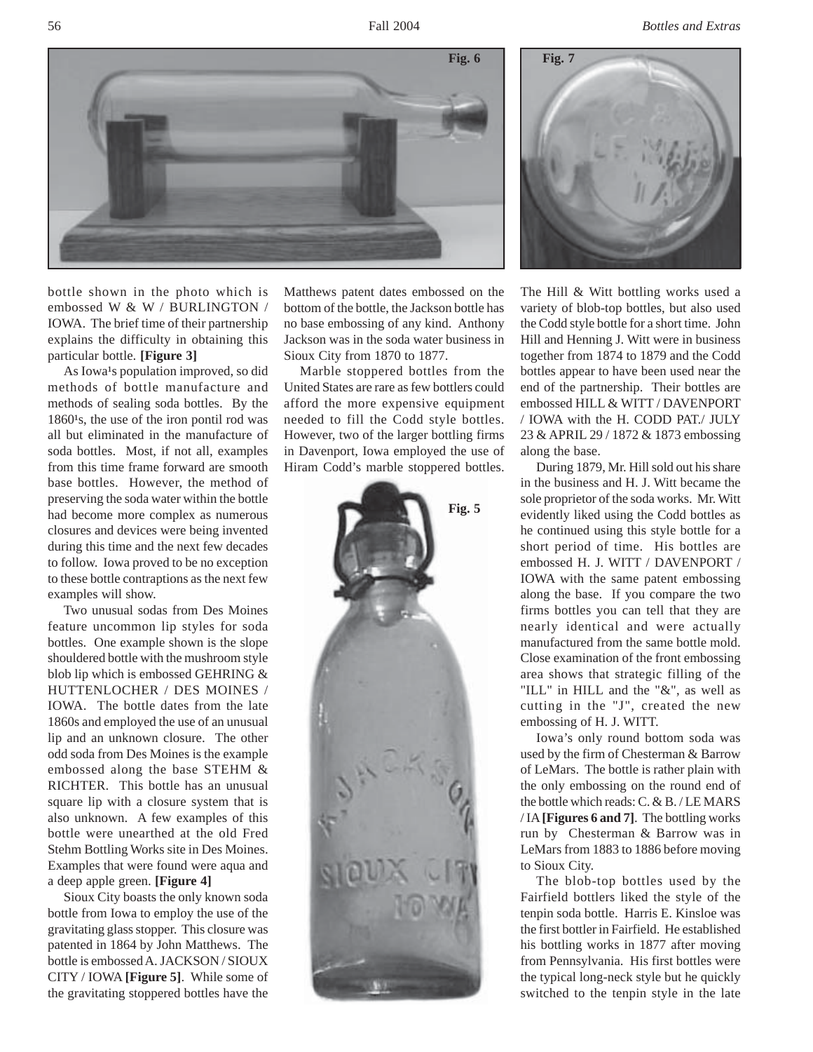bottle shown in the photo which is embossed W & W / BURLINGTON / IOWA. The brief time of their partnership explains the difficulty in obtaining this particular bottle. **[Figure 3]**

As Iowa¹s population improved, so did methods of bottle manufacture and methods of sealing soda bottles. By the 1860¹s, the use of the iron pontil rod was all but eliminated in the manufacture of soda bottles. Most, if not all, examples from this time frame forward are smooth base bottles. However, the method of preserving the soda water within the bottle had become more complex as numerous closures and devices were being invented during this time and the next few decades to follow. Iowa proved to be no exception to these bottle contraptions as the next few examples will show.

Two unusual sodas from Des Moines feature uncommon lip styles for soda bottles. One example shown is the slope shouldered bottle with the mushroom style blob lip which is embossed GEHRING & HUTTENLOCHER / DES MOINES / IOWA. The bottle dates from the late 1860s and employed the use of an unusual lip and an unknown closure. The other odd soda from Des Moines is the example embossed along the base STEHM & RICHTER. This bottle has an unusual square lip with a closure system that is also unknown. A few examples of this bottle were unearthed at the old Fred Stehm Bottling Works site in Des Moines. Examples that were found were aqua and a deep apple green. **[Figure 4]**

Sioux City boasts the only known soda bottle from Iowa to employ the use of the gravitating glass stopper. This closure was patented in 1864 by John Matthews. The bottle is embossed A. JACKSON / SIOUX CITY / IOWA **[Figure 5]**. While some of the gravitating stoppered bottles have the Matthews patent dates embossed on the bottom of the bottle, the Jackson bottle has no base embossing of any kind. Anthony Jackson was in the soda water business in Sioux City from 1870 to 1877.

Marble stoppered bottles from the United States are rare as few bottlers could afford the more expensive equipment needed to fill the Codd style bottles. However, two of the larger bottling firms in Davenport, Iowa employed the use of Hiram Codd's marble stoppered bottles.

Fig. 5

The Hill & Witt bottling works used a variety of blob-top bottles, but also used the Codd style bottle for a short time. John Hill and Henning J. Witt were in business together from 1874 to 1879 and the Codd bottles appear to have been used near the end of the partnership. Their bottles are embossed HILL & WITT / DAVENPORT / IOWA with the H. CODD PAT./ JULY 23 & APRIL 29 / 1872 & 1873 embossing along the base.

During 1879, Mr. Hill sold out his share in the business and H. J. Witt became the sole proprietor of the soda works. Mr. Witt evidently liked using the Codd bottles as he continued using this style bottle for a short period of time. His bottles are embossed H. J. WITT / DAVENPORT / IOWA with the same patent embossing along the base. If you compare the two firms bottles you can tell that they are nearly identical and were actually manufactured from the same bottle mold. Close examination of the front embossing area shows that strategic filling of the "ILL" in HILL and the "&", as well as cutting in the "J", created the new embossing of H. J. WITT.

Iowa's only round bottom soda was used by the firm of Chesterman & Barrow of LeMars. The bottle is rather plain with the only embossing on the round end of the bottle which reads: C. & B. / LE MARS / IA **[Figures 6 and 7]**. The bottling works run by Chesterman & Barrow was in LeMars from 1883 to 1886 before moving to Sioux City.

Fig. 6

Fig. 7

The blob-top bottles used by the Fairfield bottlers liked the style of the tenpin soda bottle. Harris E. Kinsloe was the first bottler in Fairfield. He established his bottling works in 1877 after moving from Pennsylvania. His first bottles were the typical long-neck style but he quickly switched to the tenpin style in the late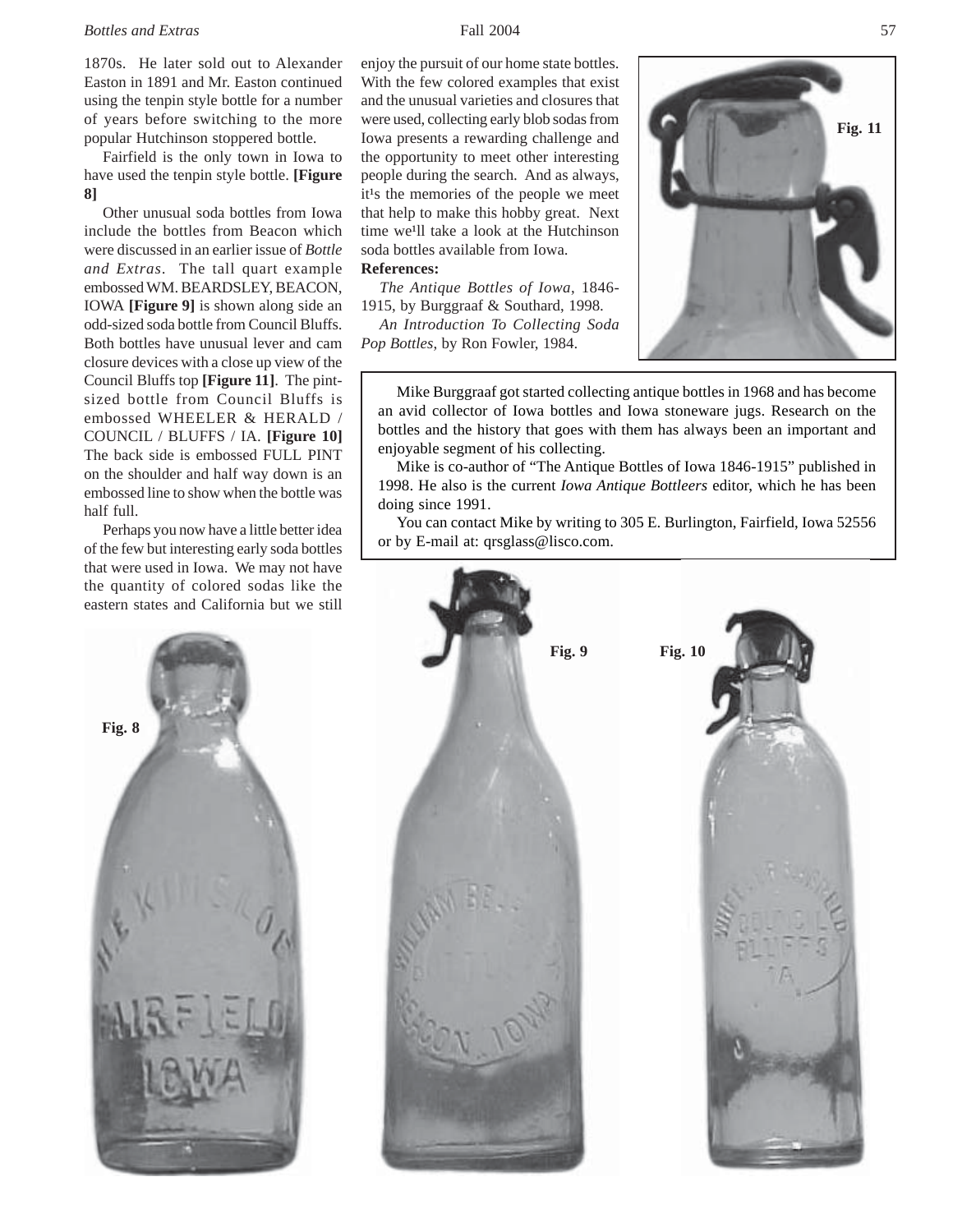1870s. He later sold out to Alexander Easton in 1891 and Mr. Easton continued using the tenpin style bottle for a number of years before switching to the more popular Hutchinson stoppered bottle.

Fairfield is the only town in Iowa to have used the tenpin style bottle. **[Figure 8]**

Other unusual soda bottles from Iowa include the bottles from Beacon which were discussed in an earlier issue of *Bottle and Extras*. The tall quart example embossed WM. BEARDSLEY, BEACON, IOWA **[Figure 9]** is shown along side an odd-sized soda bottle from Council Bluffs. Both bottles have unusual lever and cam closure devices with a close up view of the Council Bluffs top **[Figure 11]**. The pint-sized bottle from Council Bluffs is embossed WHEELER & HERALD / COUNCIL / BLUFFS / IA. **[Figure 10]** The back side is embossed FULL PINT on the shoulder and half way down is an embossed line to show when the bottle was half full.

Perhaps you now have a little better idea of the few but interesting early soda bottles that were used in Iowa. We may not have the quantity of colored sodas like the eastern states and California but we still enjoy the pursuit of our home state bottles. With the few colored examples that exist and the unusual varieties and closures that were used, collecting early blob sodas from Iowa presents a rewarding challenge and the opportunity to meet other interesting people during the search. And as always, it¹s the memories of the people we meet that help to make this hobby great. Next time we¹ll take a look at the Hutchinson soda bottles available from Iowa.

**References:**

*The Antique Bottles of Iowa*, 1846-1915, by Burggraaf & Southard, 1998.

*An Introduction To Collecting Soda Pop Bottles*, by Ron Fowler, 1984.

**Fig. 11**

Mike Burggraaf got started collecting antique bottles in 1968 and has become an avid collector of Iowa bottles and Iowa stoneware jugs. Research on the bottles and the history that goes with them has always been an important and enjoyable segment of his collecting.

Mike is co-author of "The Antique Bottles of Iowa 1846-1915" published in 1998. He also is the current *Iowa Antique Bottleers* editor, which he has been doing since 1991.

You can contact Mike by writing to 305 E. Burlington, Fairfield, Iowa 52556 or by E-mail at: qrsglass@lisco.com.

**Fig. 8**

**Fig. 9**

**Fig. 10**